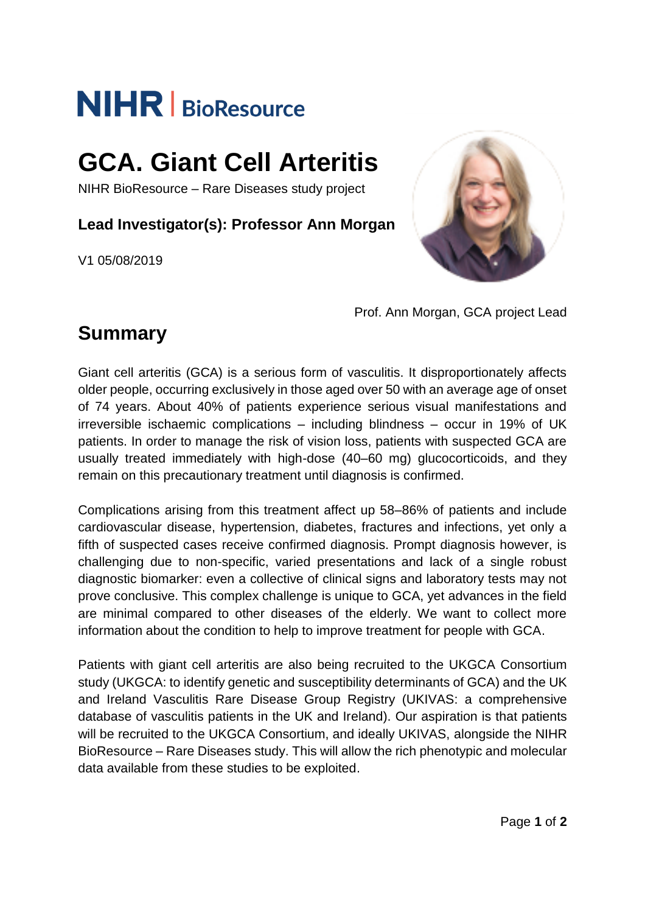NIHR | BioResource

# GCA. Giant Cell Arteritis

NIHR BioResource – Rare Diseases study project

**Lead Investigator(s): Professor Ann Morgan**

V1 05/08/2019

Prof. Ann Morgan, GCA project Lead

## Summary

Giant cell arteritis (GCA) is a serious form of vasculitis. It disproportionately affects older people, occurring exclusively in those aged over 50 with an average age of onset of 74 years. About 40% of patients experience serious visual manifestations and irreversible ischaemic complications – including blindness – occur in 19% of UK patients. In order to manage the risk of vision loss, patients with suspected GCA are usually treated immediately with high-dose (40–60 mg) glucocorticoids, and they remain on this precautionary treatment until diagnosis is confirmed.

Complications arising from this treatment affect up 58–86% of patients and include cardiovascular disease, hypertension, diabetes, fractures and infections, yet only a fifth of suspected cases receive confirmed diagnosis. Prompt diagnosis however, is challenging due to non-specific, varied presentations and lack of a single robust diagnostic biomarker: even a collective of clinical signs and laboratory tests may not prove conclusive. This complex challenge is unique to GCA, yet advances in the field are minimal compared to other diseases of the elderly. We want to collect more information about the condition to help to improve treatment for people with GCA.

Patients with giant cell arteritis are also being recruited to the UKGCA Consortium study (UKGCA: to identify genetic and susceptibility determinants of GCA) and the UK and Ireland Vasculitis Rare Disease Group Registry (UKIVAS: a comprehensive database of vasculitis patients in the UK and Ireland). Our aspiration is that patients will be recruited to the UKGCA Consortium, and ideally UKIVAS, alongside the NIHR BioResource – Rare Diseases study. This will allow the rich phenotypic and molecular data available from these studies to be exploited.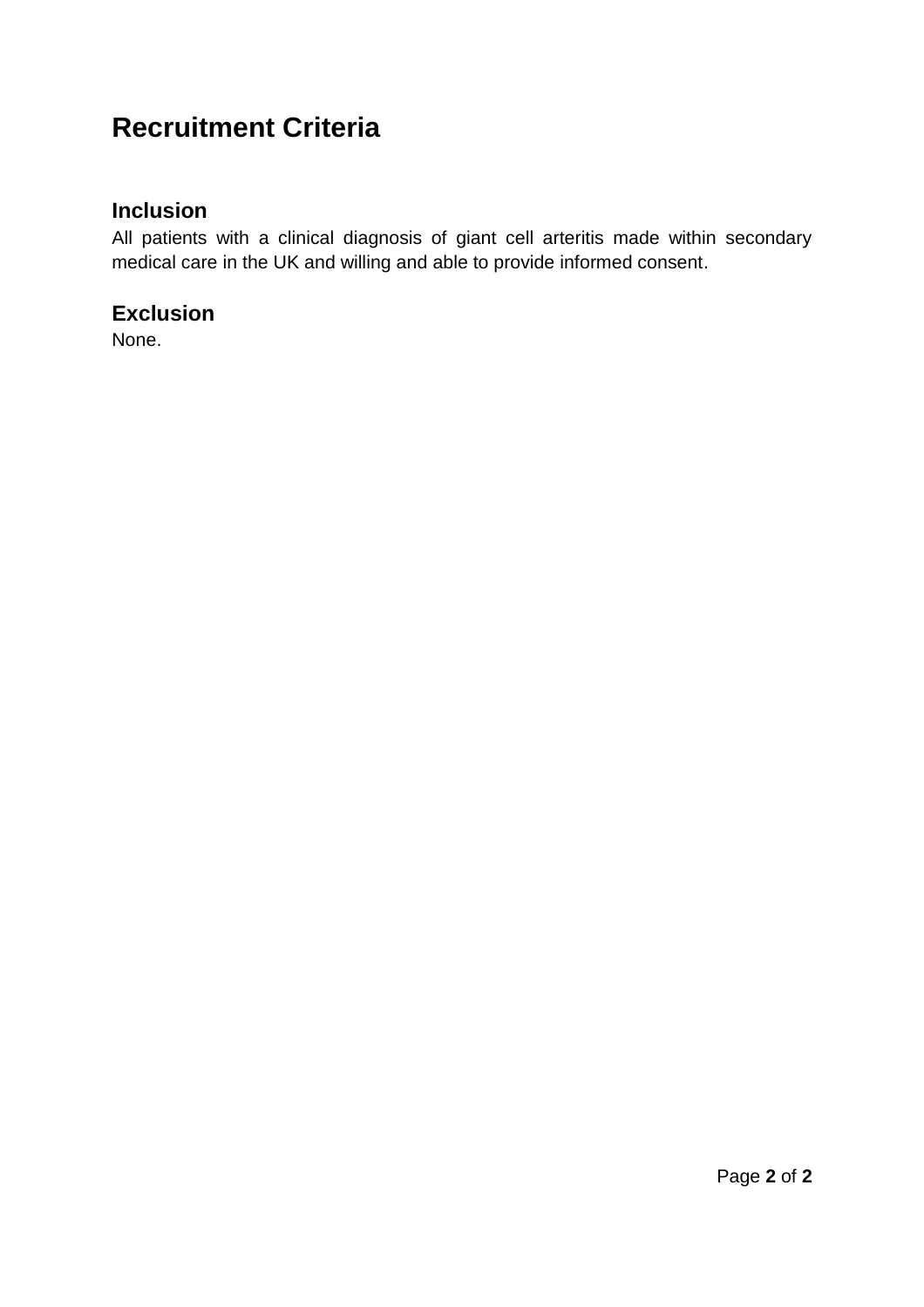# Recruitment Criteria

## Inclusion

All patients with a clinical diagnosis of giant cell arteritis made within secondary medical care in the UK and willing and able to provide informed consent.

## Exclusion

None.